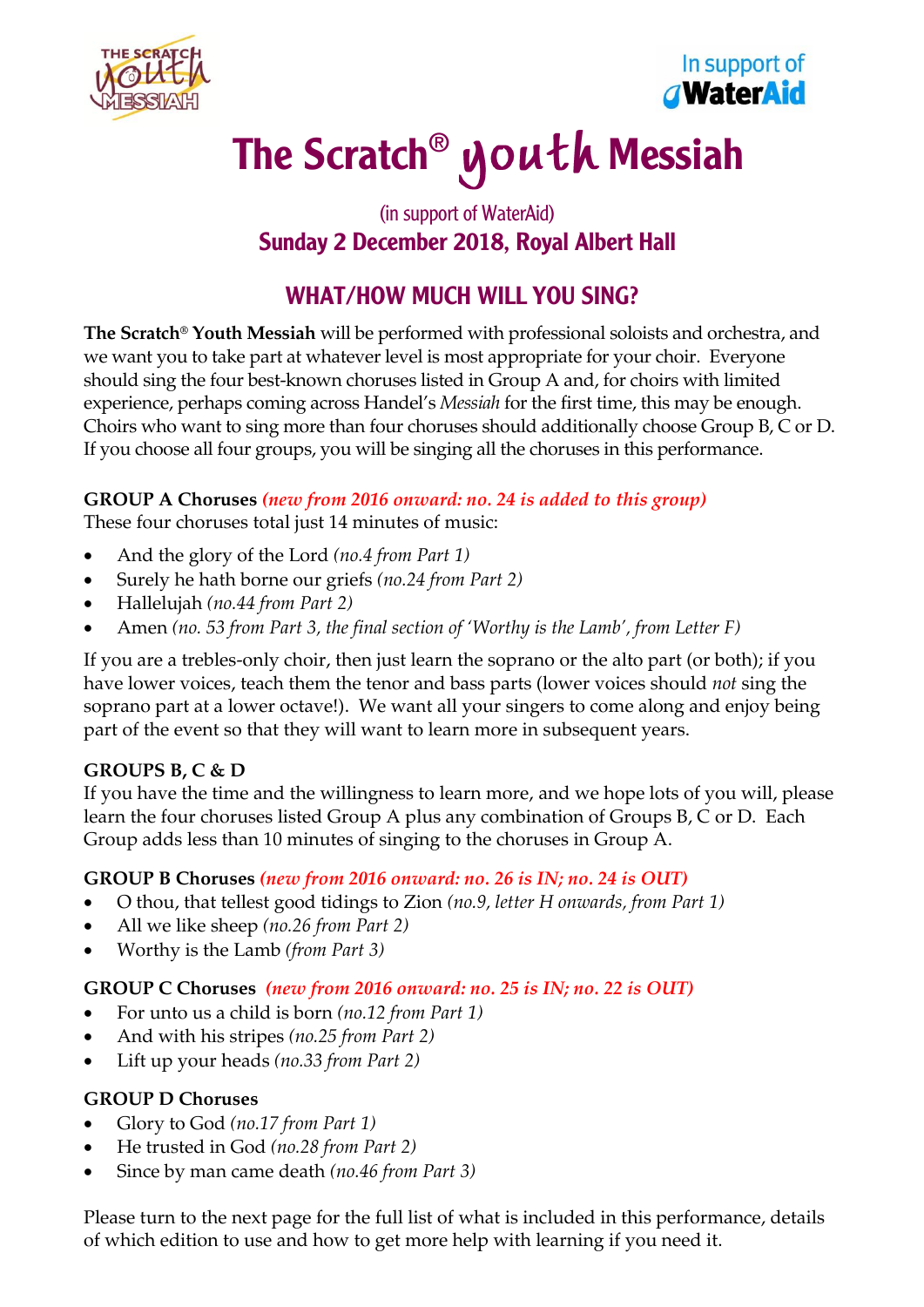In support of WaterAid

# The Scratch® youth Messiah

(in support of WaterAid)

**Sunday 2 December 2018, Royal Albert Hall**

## WHAT/HOW MUCH WILL YOU SING?

**The Scratch® Youth Messiah** will be performed with professional soloists and orchestra, and we want you to take part at whatever level is most appropriate for your choir. Everyone should sing the four best-known choruses listed in Group A and, for choirs with limited experience, perhaps coming across Handel's *Messiah* for the first time, this may be enough. Choirs who want to sing more than four choruses should additionally choose Group B, C or D. If you choose all four groups, you will be singing all the choruses in this performance.

**GROUP A Choruses** ***(new from 2016 onward: no. 24 is added to this group)***

These four choruses total just 14 minutes of music:

- And the glory of the Lord *(no.4 from Part 1)*
- Surely he hath borne our griefs *(no.24 from Part 2)*
- Hallelujah *(no.44 from Part 2)*
- Amen *(no. 53 from Part 3, the final section of 'Worthy is the Lamb', from Letter F)*

If you are a trebles-only choir, then just learn the soprano or the alto part (or both); if you have lower voices, teach them the tenor and bass parts (lower voices should *not* sing the soprano part at a lower octave!). We want all your singers to come along and enjoy being part of the event so that they will want to learn more in subsequent years.

**GROUPS B, C & D**

If you have the time and the willingness to learn more, and we hope lots of you will, please learn the four choruses listed Group A plus any combination of Groups B, C or D. Each Group adds less than 10 minutes of singing to the choruses in Group A.

**GROUP B Choruses** ***(new from 2016 onward: no. 26 is IN; no. 24 is OUT)***

- O thou, that tellest good tidings to Zion *(no.9, letter H onwards, from Part 1)*
- All we like sheep *(no.26 from Part 2)*
- Worthy is the Lamb *(from Part 3)*

**GROUP C Choruses** ***(new from 2016 onward: no. 25 is IN; no. 22 is OUT)***

- For unto us a child is born *(no.12 from Part 1)*
- And with his stripes *(no.25 from Part 2)*
- Lift up your heads *(no.33 from Part 2)*

**GROUP D Choruses**

- Glory to God *(no.17 from Part 1)*
- He trusted in God *(no.28 from Part 2)*
- Since by man came death *(no.46 from Part 3)*

Please turn to the next page for the full list of what is included in this performance, details of which edition to use and how to get more help with learning if you need it.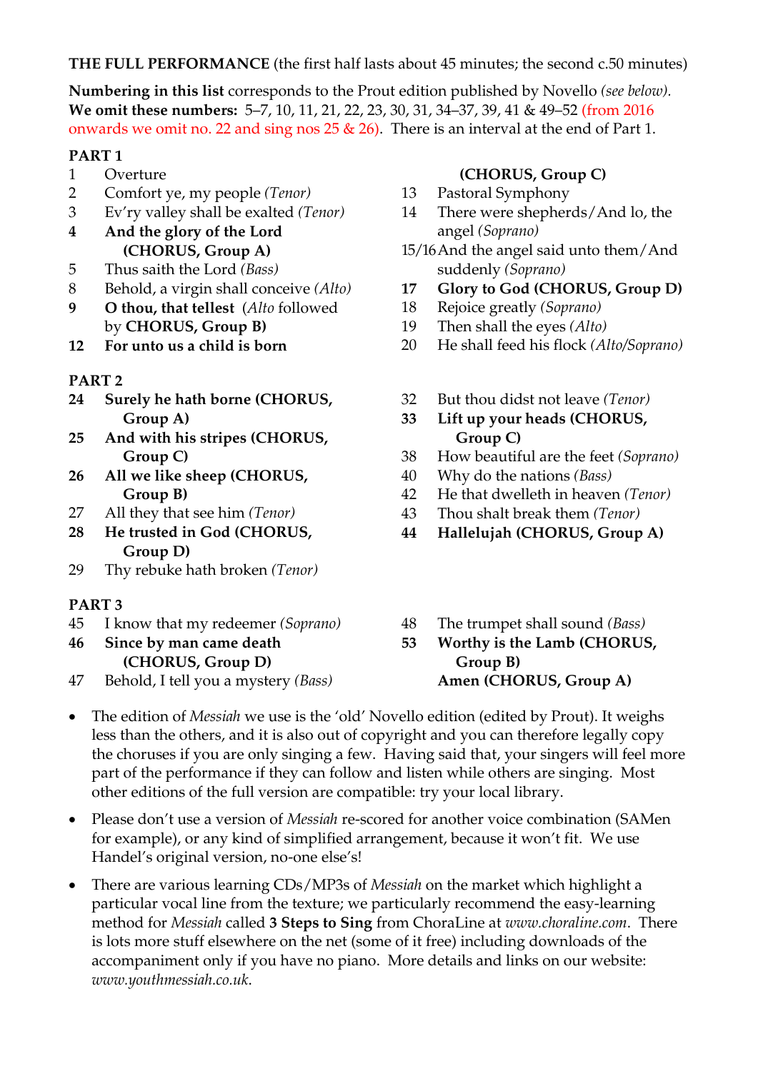**THE FULL PERFORMANCE** (the first half lasts about 45 minutes; the second c.50 minutes)

**Numbering in this list** corresponds to the Prout edition published by Novello *(see below)*.
**We omit these numbers:** 5–7, 10, 11, 21, 22, 23, 30, 31, 34–37, 39, 41 & 49–52 (from 2016 onwards we omit no. 22 and sing nos 25 & 26). There is an interval at the end of Part 1.

**PART 1**

1 Overture
2 Comfort ye, my people *(Tenor)*
3 Ev'ry valley shall be exalted *(Tenor)*
**4 And the glory of the Lord (CHORUS, Group A)**
5 Thus saith the Lord *(Bass)*
8 Behold, a virgin shall conceive *(Alto)*
**9 O thou, that tellest** (*Alto* followed by **CHORUS, Group B)**
**12 For unto us a child is born (CHORUS, Group C)**
13 Pastoral Symphony
14 There were shepherds/And lo, the angel *(Soprano)*
15/16 And the angel said unto them/And suddenly *(Soprano)*
**17 Glory to God (CHORUS, Group D)**
18 Rejoice greatly *(Soprano)*
19 Then shall the eyes *(Alto)*
20 He shall feed his flock *(Alto/Soprano)*

**PART 2**

**24 Surely he hath borne (CHORUS, Group A)**
**25 And with his stripes (CHORUS, Group C)**
**26 All we like sheep (CHORUS, Group B)**
27 All they that see him *(Tenor)*
**28 He trusted in God (CHORUS, Group D)**
29 Thy rebuke hath broken *(Tenor)*
32 But thou didst not leave *(Tenor)*
**33 Lift up your heads (CHORUS, Group C)**
38 How beautiful are the feet *(Soprano)*
40 Why do the nations *(Bass)*
42 He that dwelleth in heaven *(Tenor)*
43 Thou shalt break them *(Tenor)*
**44 Hallelujah (CHORUS, Group A)**

**PART 3**

45 I know that my redeemer *(Soprano)*
**46 Since by man came death (CHORUS, Group D)**
47 Behold, I tell you a mystery *(Bass)*
48 The trumpet shall sound *(Bass)*
**53 Worthy is the Lamb (CHORUS, Group B)**
**Amen (CHORUS, Group A)**

- The edition of *Messiah* we use is the 'old' Novello edition (edited by Prout). It weighs less than the others, and it is also out of copyright and you can therefore legally copy the choruses if you are only singing a few. Having said that, your singers will feel more part of the performance if they can follow and listen while others are singing. Most other editions of the full version are compatible: try your local library.
- Please don't use a version of *Messiah* re-scored for another voice combination (SAMen for example), or any kind of simplified arrangement, because it won't fit. We use Handel's original version, no-one else's!
- There are various learning CDs/MP3s of *Messiah* on the market which highlight a particular vocal line from the texture; we particularly recommend the easy-learning method for *Messiah* called **3 Steps to Sing** from ChoraLine at *www.choraline.com*. There is lots more stuff elsewhere on the net (some of it free) including downloads of the accompaniment only if you have no piano. More details and links on our website: *www.youthmessiah.co.uk*.